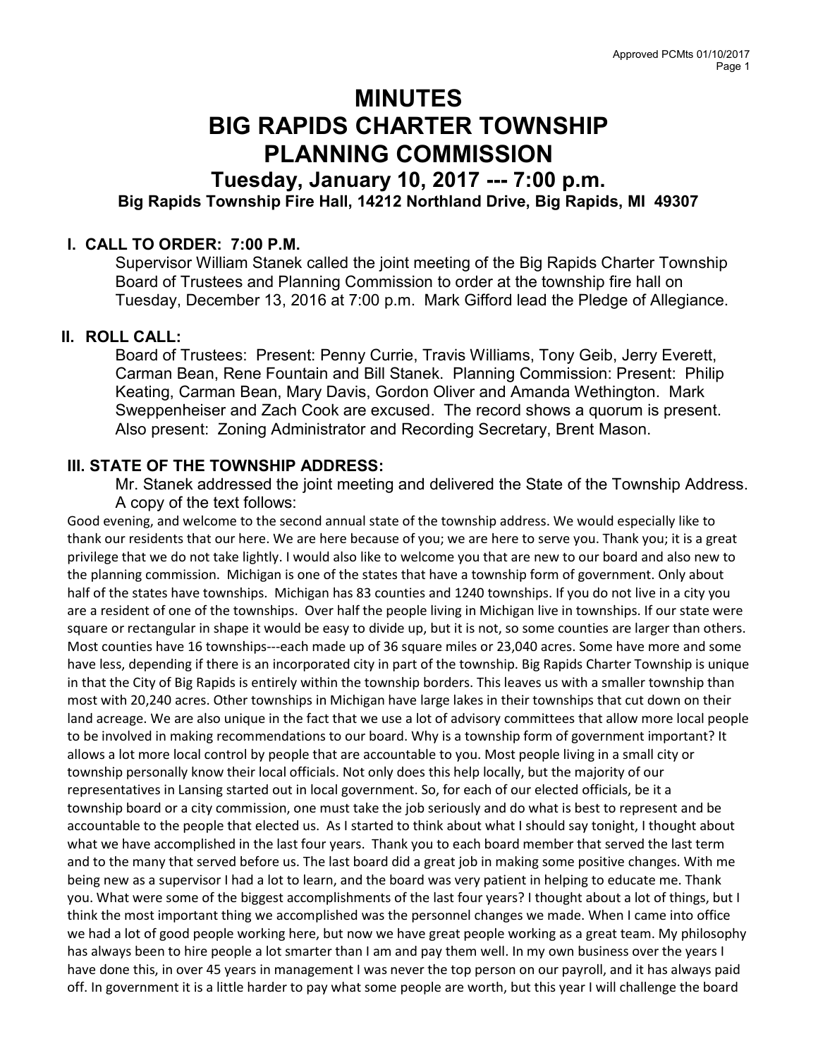# MINUTES
# BIG RAPIDS CHARTER TOWNSHIP
# PLANNING COMMISSION
## Tuesday, January 10, 2017 --- 7:00 p.m.
### Big Rapids Township Fire Hall, 14212 Northland Drive, Big Rapids, MI 49307

## I. CALL TO ORDER: 7:00 P.M.

Supervisor William Stanek called the joint meeting of the Big Rapids Charter Township Board of Trustees and Planning Commission to order at the township fire hall on Tuesday, December 13, 2016 at 7:00 p.m. Mark Gifford lead the Pledge of Allegiance.

## II. ROLL CALL:

Board of Trustees: Present: Penny Currie, Travis Williams, Tony Geib, Jerry Everett, Carman Bean, Rene Fountain and Bill Stanek. Planning Commission: Present: Philip Keating, Carman Bean, Mary Davis, Gordon Oliver and Amanda Wethington. Mark Sweppenheiser and Zach Cook are excused. The record shows a quorum is present. Also present: Zoning Administrator and Recording Secretary, Brent Mason.

## III. STATE OF THE TOWNSHIP ADDRESS:

Mr. Stanek addressed the joint meeting and delivered the State of the Township Address. A copy of the text follows:

Good evening, and welcome to the second annual state of the township address. We would especially like to thank our residents that our here. We are here because of you; we are here to serve you. Thank you; it is a great privilege that we do not take lightly. I would also like to welcome you that are new to our board and also new to the planning commission. Michigan is one of the states that have a township form of government. Only about half of the states have townships. Michigan has 83 counties and 1240 townships. If you do not live in a city you are a resident of one of the townships. Over half the people living in Michigan live in townships. If our state were square or rectangular in shape it would be easy to divide up, but it is not, so some counties are larger than others. Most counties have 16 townships---each made up of 36 square miles or 23,040 acres. Some have more and some have less, depending if there is an incorporated city in part of the township. Big Rapids Charter Township is unique in that the City of Big Rapids is entirely within the township borders. This leaves us with a smaller township than most with 20,240 acres. Other townships in Michigan have large lakes in their townships that cut down on their land acreage. We are also unique in the fact that we use a lot of advisory committees that allow more local people to be involved in making recommendations to our board. Why is a township form of government important? It allows a lot more local control by people that are accountable to you. Most people living in a small city or township personally know their local officials. Not only does this help locally, but the majority of our representatives in Lansing started out in local government. So, for each of our elected officials, be it a township board or a city commission, one must take the job seriously and do what is best to represent and be accountable to the people that elected us. As I started to think about what I should say tonight, I thought about what we have accomplished in the last four years. Thank you to each board member that served the last term and to the many that served before us. The last board did a great job in making some positive changes. With me being new as a supervisor I had a lot to learn, and the board was very patient in helping to educate me. Thank you. What were some of the biggest accomplishments of the last four years? I thought about a lot of things, but I think the most important thing we accomplished was the personnel changes we made. When I came into office we had a lot of good people working here, but now we have great people working as a great team. My philosophy has always been to hire people a lot smarter than I am and pay them well. In my own business over the years I have done this, in over 45 years in management I was never the top person on our payroll, and it has always paid off. In government it is a little harder to pay what some people are worth, but this year I will challenge the board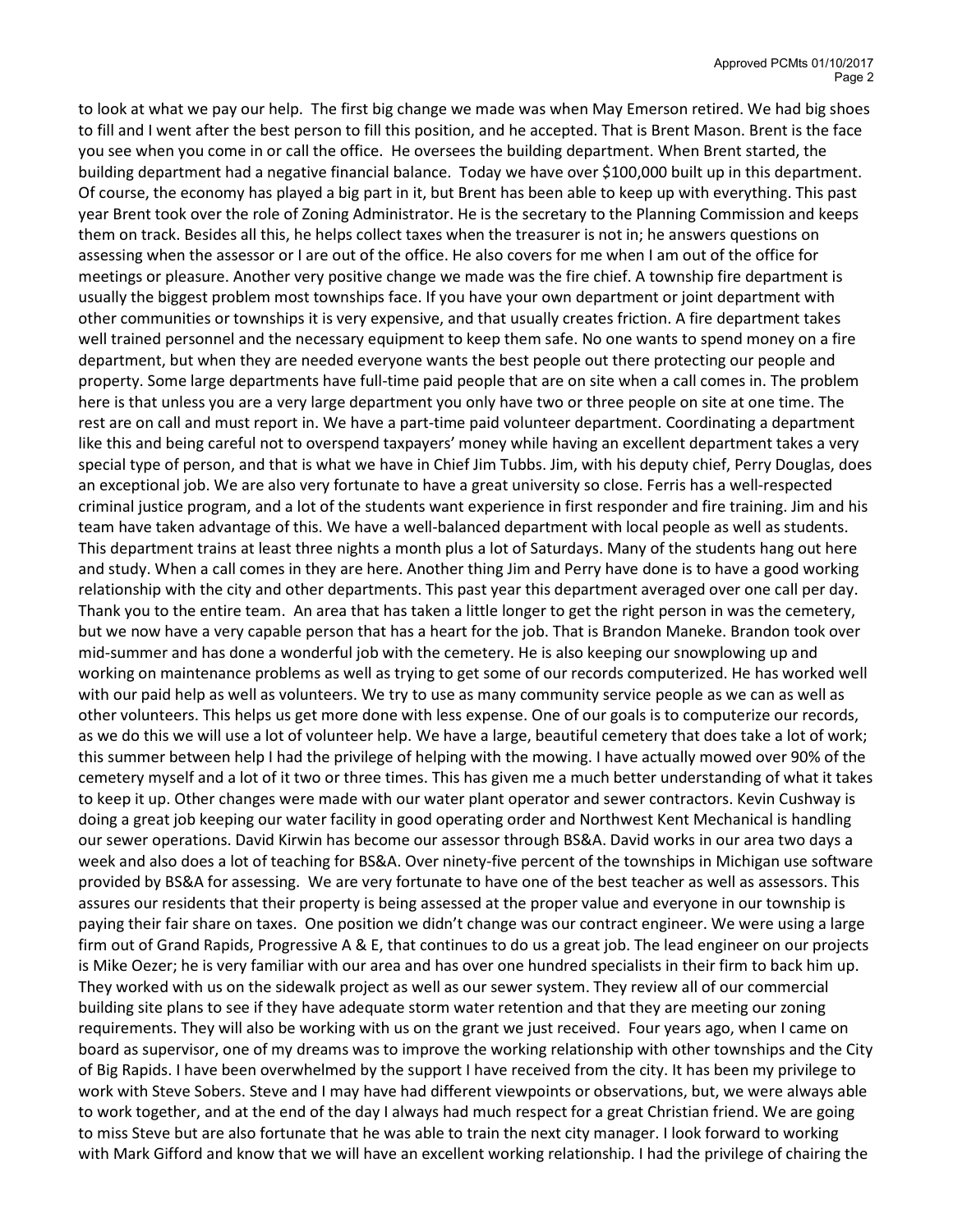to look at what we pay our help. The first big change we made was when May Emerson retired. We had big shoes to fill and I went after the best person to fill this position, and he accepted. That is Brent Mason. Brent is the face you see when you come in or call the office. He oversees the building department. When Brent started, the building department had a negative financial balance. Today we have over $100,000 built up in this department. Of course, the economy has played a big part in it, but Brent has been able to keep up with everything. This past year Brent took over the role of Zoning Administrator. He is the secretary to the Planning Commission and keeps them on track. Besides all this, he helps collect taxes when the treasurer is not in; he answers questions on assessing when the assessor or I are out of the office. He also covers for me when I am out of the office for meetings or pleasure. Another very positive change we made was the fire chief. A township fire department is usually the biggest problem most townships face. If you have your own department or joint department with other communities or townships it is very expensive, and that usually creates friction. A fire department takes well trained personnel and the necessary equipment to keep them safe. No one wants to spend money on a fire department, but when they are needed everyone wants the best people out there protecting our people and property. Some large departments have full-time paid people that are on site when a call comes in. The problem here is that unless you are a very large department you only have two or three people on site at one time. The rest are on call and must report in. We have a part-time paid volunteer department. Coordinating a department like this and being careful not to overspend taxpayers' money while having an excellent department takes a very special type of person, and that is what we have in Chief Jim Tubbs. Jim, with his deputy chief, Perry Douglas, does an exceptional job. We are also very fortunate to have a great university so close. Ferris has a well-respected criminal justice program, and a lot of the students want experience in first responder and fire training. Jim and his team have taken advantage of this. We have a well-balanced department with local people as well as students. This department trains at least three nights a month plus a lot of Saturdays. Many of the students hang out here and study. When a call comes in they are here. Another thing Jim and Perry have done is to have a good working relationship with the city and other departments. This past year this department averaged over one call per day. Thank you to the entire team. An area that has taken a little longer to get the right person in was the cemetery, but we now have a very capable person that has a heart for the job. That is Brandon Maneke. Brandon took over mid-summer and has done a wonderful job with the cemetery. He is also keeping our snowplowing up and working on maintenance problems as well as trying to get some of our records computerized. He has worked well with our paid help as well as volunteers. We try to use as many community service people as we can as well as other volunteers. This helps us get more done with less expense. One of our goals is to computerize our records, as we do this we will use a lot of volunteer help. We have a large, beautiful cemetery that does take a lot of work; this summer between help I had the privilege of helping with the mowing. I have actually mowed over 90% of the cemetery myself and a lot of it two or three times. This has given me a much better understanding of what it takes to keep it up. Other changes were made with our water plant operator and sewer contractors. Kevin Cushway is doing a great job keeping our water facility in good operating order and Northwest Kent Mechanical is handling our sewer operations. David Kirwin has become our assessor through BS&A. David works in our area two days a week and also does a lot of teaching for BS&A. Over ninety-five percent of the townships in Michigan use software provided by BS&A for assessing. We are very fortunate to have one of the best teacher as well as assessors. This assures our residents that their property is being assessed at the proper value and everyone in our township is paying their fair share on taxes. One position we didn't change was our contract engineer. We were using a large firm out of Grand Rapids, Progressive A & E, that continues to do us a great job. The lead engineer on our projects is Mike Oezer; he is very familiar with our area and has over one hundred specialists in their firm to back him up. They worked with us on the sidewalk project as well as our sewer system. They review all of our commercial building site plans to see if they have adequate storm water retention and that they are meeting our zoning requirements. They will also be working with us on the grant we just received. Four years ago, when I came on board as supervisor, one of my dreams was to improve the working relationship with other townships and the City of Big Rapids. I have been overwhelmed by the support I have received from the city. It has been my privilege to work with Steve Sobers. Steve and I may have had different viewpoints or observations, but, we were always able to work together, and at the end of the day I always had much respect for a great Christian friend. We are going to miss Steve but are also fortunate that he was able to train the next city manager. I look forward to working with Mark Gifford and know that we will have an excellent working relationship. I had the privilege of chairing the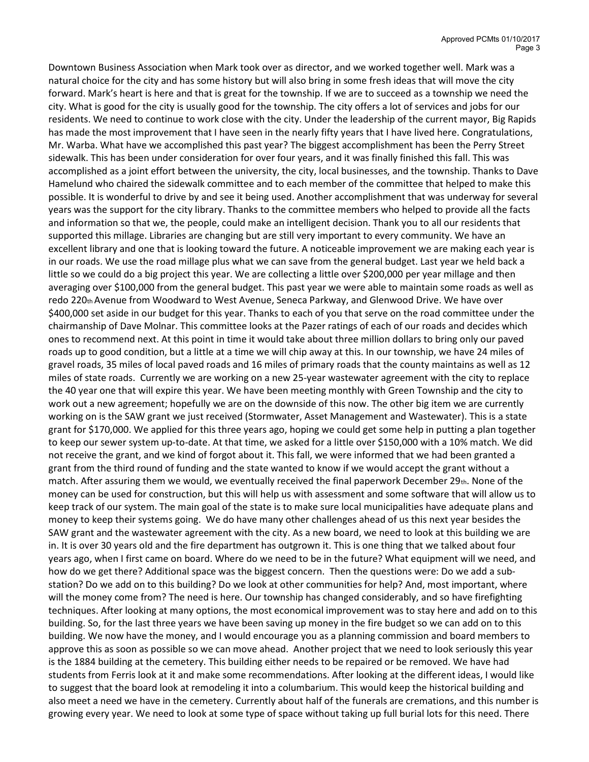Downtown Business Association when Mark took over as director, and we worked together well. Mark was a natural choice for the city and has some history but will also bring in some fresh ideas that will move the city forward. Mark's heart is here and that is great for the township. If we are to succeed as a township we need the city. What is good for the city is usually good for the township. The city offers a lot of services and jobs for our residents. We need to continue to work close with the city. Under the leadership of the current mayor, Big Rapids has made the most improvement that I have seen in the nearly fifty years that I have lived here. Congratulations, Mr. Warba. What have we accomplished this past year? The biggest accomplishment has been the Perry Street sidewalk. This has been under consideration for over four years, and it was finally finished this fall. This was accomplished as a joint effort between the university, the city, local businesses, and the township. Thanks to Dave Hamelund who chaired the sidewalk committee and to each member of the committee that helped to make this possible. It is wonderful to drive by and see it being used. Another accomplishment that was underway for several years was the support for the city library. Thanks to the committee members who helped to provide all the facts and information so that we, the people, could make an intelligent decision. Thank you to all our residents that supported this millage. Libraries are changing but are still very important to every community. We have an excellent library and one that is looking toward the future. A noticeable improvement we are making each year is in our roads. We use the road millage plus what we can save from the general budget. Last year we held back a little so we could do a big project this year. We are collecting a little over $200,000 per year millage and then averaging over $100,000 from the general budget. This past year we were able to maintain some roads as well as redo 220th Avenue from Woodward to West Avenue, Seneca Parkway, and Glenwood Drive. We have over $400,000 set aside in our budget for this year. Thanks to each of you that serve on the road committee under the chairmanship of Dave Molnar. This committee looks at the Pazer ratings of each of our roads and decides which ones to recommend next. At this point in time it would take about three million dollars to bring only our paved roads up to good condition, but a little at a time we will chip away at this. In our township, we have 24 miles of gravel roads, 35 miles of local paved roads and 16 miles of primary roads that the county maintains as well as 12 miles of state roads. Currently we are working on a new 25-year wastewater agreement with the city to replace the 40 year one that will expire this year. We have been meeting monthly with Green Township and the city to work out a new agreement; hopefully we are on the downside of this now. The other big item we are currently working on is the SAW grant we just received (Stormwater, Asset Management and Wastewater). This is a state grant for $170,000. We applied for this three years ago, hoping we could get some help in putting a plan together to keep our sewer system up-to-date. At that time, we asked for a little over $150,000 with a 10% match. We did not receive the grant, and we kind of forgot about it. This fall, we were informed that we had been granted a grant from the third round of funding and the state wanted to know if we would accept the grant without a match. After assuring them we would, we eventually received the final paperwork December 29th. None of the money can be used for construction, but this will help us with assessment and some software that will allow us to keep track of our system. The main goal of the state is to make sure local municipalities have adequate plans and money to keep their systems going. We do have many other challenges ahead of us this next year besides the SAW grant and the wastewater agreement with the city. As a new board, we need to look at this building we are in. It is over 30 years old and the fire department has outgrown it. This is one thing that we talked about four years ago, when I first came on board. Where do we need to be in the future? What equipment will we need, and how do we get there? Additional space was the biggest concern. Then the questions were: Do we add a sub-station? Do we add on to this building? Do we look at other communities for help? And, most important, where will the money come from? The need is here. Our township has changed considerably, and so have firefighting techniques. After looking at many options, the most economical improvement was to stay here and add on to this building. So, for the last three years we have been saving up money in the fire budget so we can add on to this building. We now have the money, and I would encourage you as a planning commission and board members to approve this as soon as possible so we can move ahead. Another project that we need to look seriously this year is the 1884 building at the cemetery. This building either needs to be repaired or be removed. We have had students from Ferris look at it and make some recommendations. After looking at the different ideas, I would like to suggest that the board look at remodeling it into a columbarium. This would keep the historical building and also meet a need we have in the cemetery. Currently about half of the funerals are cremations, and this number is growing every year. We need to look at some type of space without taking up full burial lots for this need. There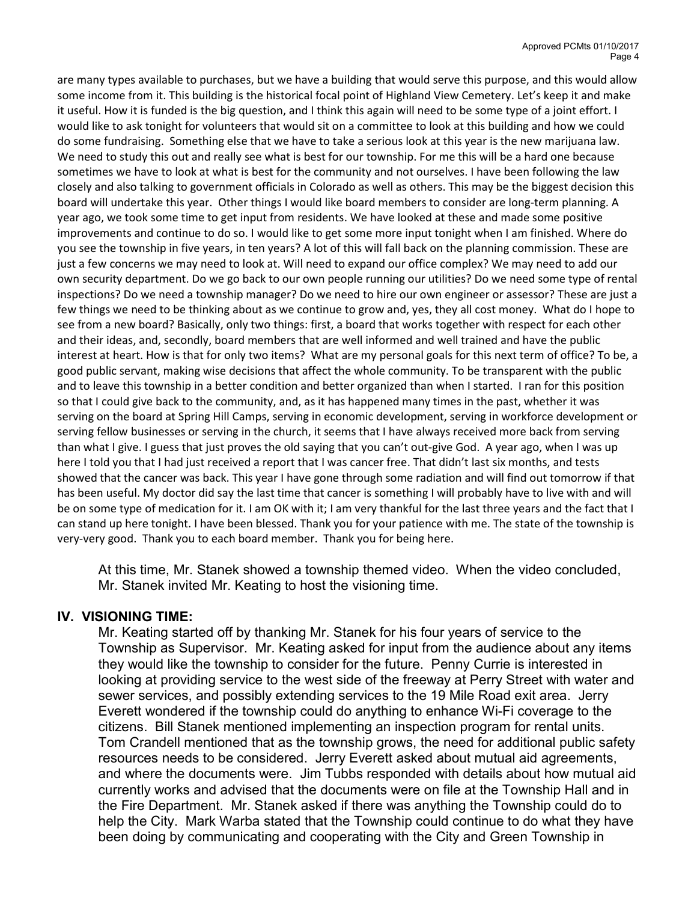are many types available to purchases, but we have a building that would serve this purpose, and this would allow some income from it. This building is the historical focal point of Highland View Cemetery. Let's keep it and make it useful. How it is funded is the big question, and I think this again will need to be some type of a joint effort. I would like to ask tonight for volunteers that would sit on a committee to look at this building and how we could do some fundraising. Something else that we have to take a serious look at this year is the new marijuana law. We need to study this out and really see what is best for our township. For me this will be a hard one because sometimes we have to look at what is best for the community and not ourselves. I have been following the law closely and also talking to government officials in Colorado as well as others. This may be the biggest decision this board will undertake this year. Other things I would like board members to consider are long-term planning. A year ago, we took some time to get input from residents. We have looked at these and made some positive improvements and continue to do so. I would like to get some more input tonight when I am finished. Where do you see the township in five years, in ten years? A lot of this will fall back on the planning commission. These are just a few concerns we may need to look at. Will need to expand our office complex? We may need to add our own security department. Do we go back to our own people running our utilities? Do we need some type of rental inspections? Do we need a township manager? Do we need to hire our own engineer or assessor? These are just a few things we need to be thinking about as we continue to grow and, yes, they all cost money. What do I hope to see from a new board? Basically, only two things: first, a board that works together with respect for each other and their ideas, and, secondly, board members that are well informed and well trained and have the public interest at heart. How is that for only two items? What are my personal goals for this next term of office? To be, a good public servant, making wise decisions that affect the whole community. To be transparent with the public and to leave this township in a better condition and better organized than when I started. I ran for this position so that I could give back to the community, and, as it has happened many times in the past, whether it was serving on the board at Spring Hill Camps, serving in economic development, serving in workforce development or serving fellow businesses or serving in the church, it seems that I have always received more back from serving than what I give. I guess that just proves the old saying that you can't out-give God. A year ago, when I was up here I told you that I had just received a report that I was cancer free. That didn't last six months, and tests showed that the cancer was back. This year I have gone through some radiation and will find out tomorrow if that has been useful. My doctor did say the last time that cancer is something I will probably have to live with and will be on some type of medication for it. I am OK with it; I am very thankful for the last three years and the fact that I can stand up here tonight. I have been blessed. Thank you for your patience with me. The state of the township is very-very good. Thank you to each board member. Thank you for being here.

At this time, Mr. Stanek showed a township themed video. When the video concluded, Mr. Stanek invited Mr. Keating to host the visioning time.

## IV. VISIONING TIME:

Mr. Keating started off by thanking Mr. Stanek for his four years of service to the Township as Supervisor. Mr. Keating asked for input from the audience about any items they would like the township to consider for the future. Penny Currie is interested in looking at providing service to the west side of the freeway at Perry Street with water and sewer services, and possibly extending services to the 19 Mile Road exit area. Jerry Everett wondered if the township could do anything to enhance Wi-Fi coverage to the citizens. Bill Stanek mentioned implementing an inspection program for rental units. Tom Crandell mentioned that as the township grows, the need for additional public safety resources needs to be considered. Jerry Everett asked about mutual aid agreements, and where the documents were. Jim Tubbs responded with details about how mutual aid currently works and advised that the documents were on file at the Township Hall and in the Fire Department. Mr. Stanek asked if there was anything the Township could do to help the City. Mark Warba stated that the Township could continue to do what they have been doing by communicating and cooperating with the City and Green Township in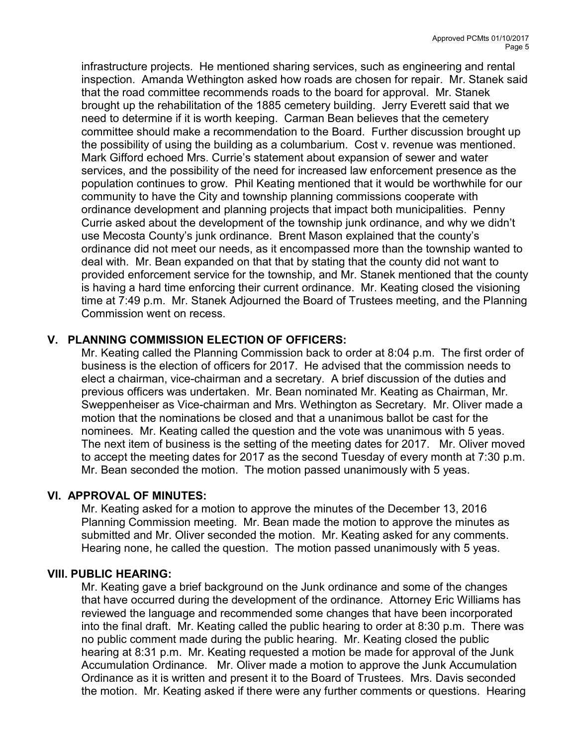infrastructure projects. He mentioned sharing services, such as engineering and rental inspection. Amanda Wethington asked how roads are chosen for repair. Mr. Stanek said that the road committee recommends roads to the board for approval. Mr. Stanek brought up the rehabilitation of the 1885 cemetery building. Jerry Everett said that we need to determine if it is worth keeping. Carman Bean believes that the cemetery committee should make a recommendation to the Board. Further discussion brought up the possibility of using the building as a columbarium. Cost v. revenue was mentioned. Mark Gifford echoed Mrs. Currie's statement about expansion of sewer and water services, and the possibility of the need for increased law enforcement presence as the population continues to grow. Phil Keating mentioned that it would be worthwhile for our community to have the City and township planning commissions cooperate with ordinance development and planning projects that impact both municipalities. Penny Currie asked about the development of the township junk ordinance, and why we didn't use Mecosta County's junk ordinance. Brent Mason explained that the county's ordinance did not meet our needs, as it encompassed more than the township wanted to deal with. Mr. Bean expanded on that that by stating that the county did not want to provided enforcement service for the township, and Mr. Stanek mentioned that the county is having a hard time enforcing their current ordinance. Mr. Keating closed the visioning time at 7:49 p.m. Mr. Stanek Adjourned the Board of Trustees meeting, and the Planning Commission went on recess.

## V. PLANNING COMMISSION ELECTION OF OFFICERS:

Mr. Keating called the Planning Commission back to order at 8:04 p.m. The first order of business is the election of officers for 2017. He advised that the commission needs to elect a chairman, vice-chairman and a secretary. A brief discussion of the duties and previous officers was undertaken. Mr. Bean nominated Mr. Keating as Chairman, Mr. Sweppenheiser as Vice-chairman and Mrs. Wethington as Secretary. Mr. Oliver made a motion that the nominations be closed and that a unanimous ballot be cast for the nominees. Mr. Keating called the question and the vote was unanimous with 5 yeas. The next item of business is the setting of the meeting dates for 2017. Mr. Oliver moved to accept the meeting dates for 2017 as the second Tuesday of every month at 7:30 p.m. Mr. Bean seconded the motion. The motion passed unanimously with 5 yeas.

## VI. APPROVAL OF MINUTES:

Mr. Keating asked for a motion to approve the minutes of the December 13, 2016 Planning Commission meeting. Mr. Bean made the motion to approve the minutes as submitted and Mr. Oliver seconded the motion. Mr. Keating asked for any comments. Hearing none, he called the question. The motion passed unanimously with 5 yeas.

## VIII. PUBLIC HEARING:

Mr. Keating gave a brief background on the Junk ordinance and some of the changes that have occurred during the development of the ordinance. Attorney Eric Williams has reviewed the language and recommended some changes that have been incorporated into the final draft. Mr. Keating called the public hearing to order at 8:30 p.m. There was no public comment made during the public hearing. Mr. Keating closed the public hearing at 8:31 p.m. Mr. Keating requested a motion be made for approval of the Junk Accumulation Ordinance. Mr. Oliver made a motion to approve the Junk Accumulation Ordinance as it is written and present it to the Board of Trustees. Mrs. Davis seconded the motion. Mr. Keating asked if there were any further comments or questions. Hearing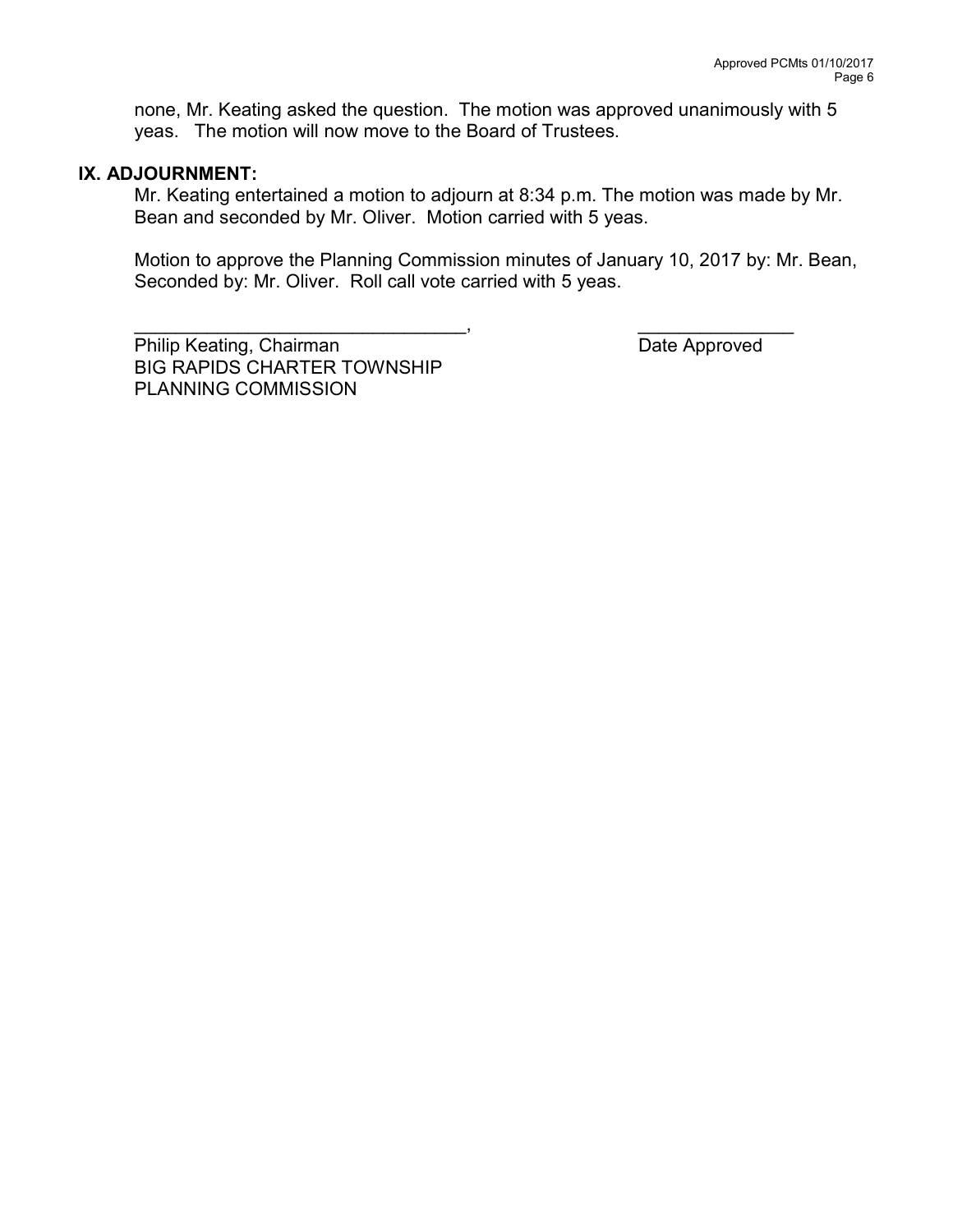none, Mr. Keating asked the question. The motion was approved unanimously with 5 yeas. The motion will now move to the Board of Trustees.

## IX. ADJOURNMENT:

Mr. Keating entertained a motion to adjourn at 8:34 p.m. The motion was made by Mr. Bean and seconded by Mr. Oliver. Motion carried with 5 yeas.

Motion to approve the Planning Commission minutes of January 10, 2017 by: Mr. Bean, Seconded by: Mr. Oliver. Roll call vote carried with 5 yeas.

_________________________________, _______________

Philip Keating, Chairman — Date Approved

BIG RAPIDS CHARTER TOWNSHIP
PLANNING COMMISSION